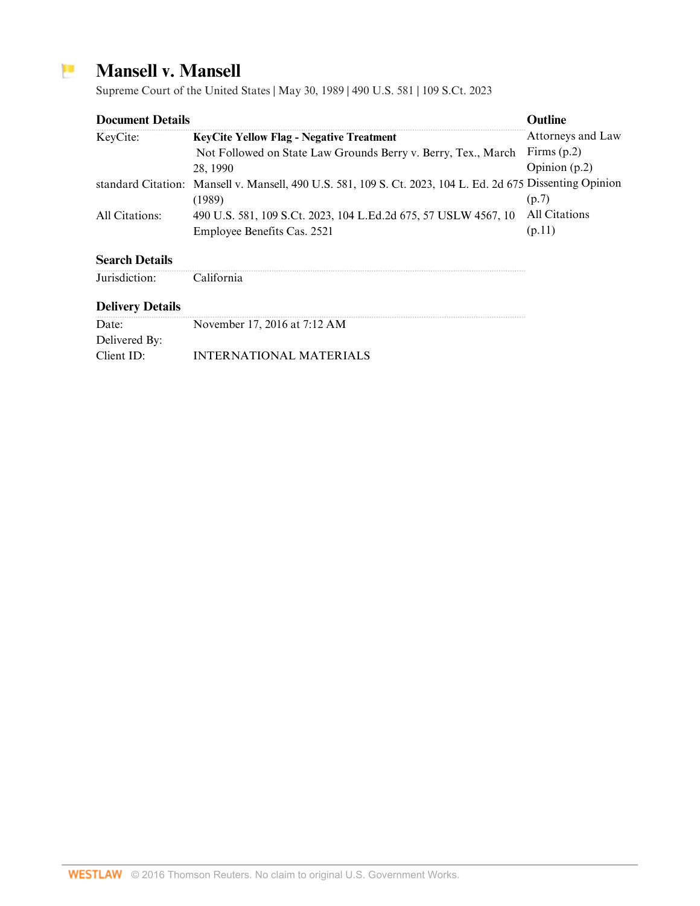# Mansell v. Mansell

Supreme Court of the United States | May 30, 1989 | 490 U.S. 581 | 109 S.Ct. 2023

## Document Details

| | |
|---|---|
| KeyCite: | **KeyCite Yellow Flag - Negative Treatment** Not Followed on State Law Grounds Berry v. Berry, Tex., March 28, 1990 |
| standard Citation: | Mansell v. Mansell, 490 U.S. 581, 109 S. Ct. 2023, 104 L. Ed. 2d 675 (1989) |
| All Citations: | 490 U.S. 581, 109 S.Ct. 2023, 104 L.Ed.2d 675, 57 USLW 4567, 10 Employee Benefits Cas. 2521 |

## Outline

- Attorneys and Law Firms (p.2)
- Opinion (p.2)
- Dissenting Opinion (p.7)
- All Citations (p.11)

## Search Details

| | |
|---|---|
| Jurisdiction: | California |

## Delivery Details

| | |
|---|---|
| Date: | November 17, 2016 at 7:12 AM |
| Delivered By: | |
| Client ID: | INTERNATIONAL MATERIALS |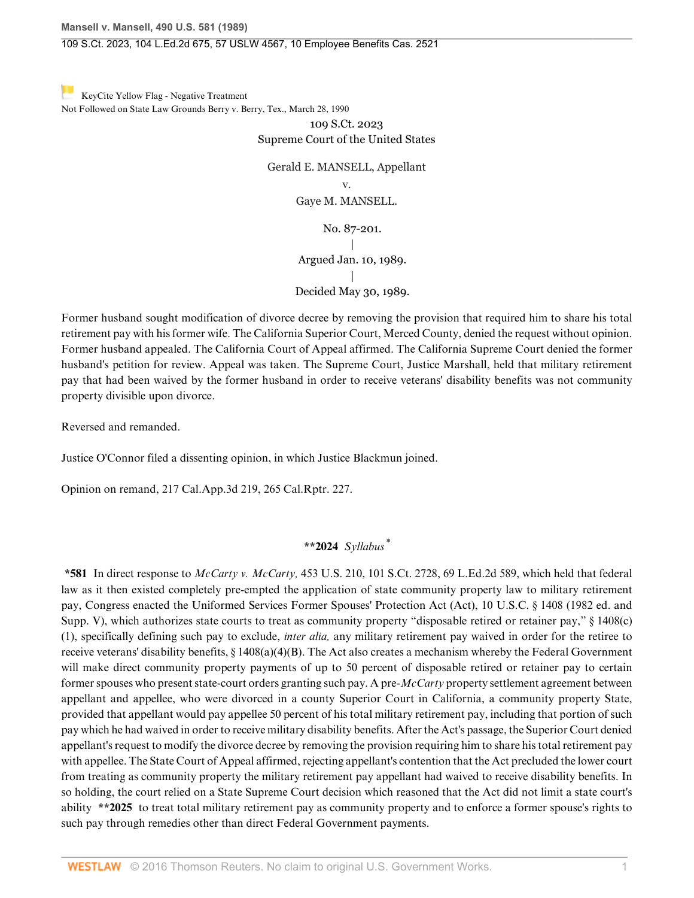KeyCite Yellow Flag - Negative Treatment
Not Followed on State Law Grounds Berry v. Berry, Tex., March 28, 1990

109 S.Ct. 2023
Supreme Court of the United States

Gerald E. MANSELL, Appellant
v.
Gaye M. MANSELL.

No. 87-201.
|
Argued Jan. 10, 1989.
|
Decided May 30, 1989.

Former husband sought modification of divorce decree by removing the provision that required him to share his total retirement pay with his former wife. The California Superior Court, Merced County, denied the request without opinion. Former husband appealed. The California Court of Appeal affirmed. The California Supreme Court denied the former husband's petition for review. Appeal was taken. The Supreme Court, Justice Marshall, held that military retirement pay that had been waived by the former husband in order to receive veterans' disability benefits was not community property divisible upon divorce.

Reversed and remanded.

Justice O'Connor filed a dissenting opinion, in which Justice Blackmun joined.

Opinion on remand, 217 Cal.App.3d 219, 265 Cal.Rptr. 227.

## **2024 *Syllabus* [*]

**\*581** In direct response to *McCarty v. McCarty,* 453 U.S. 210, 101 S.Ct. 2728, 69 L.Ed.2d 589, which held that federal law as it then existed completely pre-empted the application of state community property law to military retirement pay, Congress enacted the Uniformed Services Former Spouses' Protection Act (Act), 10 U.S.C. § 1408 (1982 ed. and Supp. V), which authorizes state courts to treat as community property "disposable retired or retainer pay," § 1408(c)(1), specifically defining such pay to exclude, *inter alia,* any military retirement pay waived in order for the retiree to receive veterans' disability benefits, § 1408(a)(4)(B). The Act also creates a mechanism whereby the Federal Government will make direct community property payments of up to 50 percent of disposable retired or retainer pay to certain former spouses who present state-court orders granting such pay. A pre-*McCarty* property settlement agreement between appellant and appellee, who were divorced in a county Superior Court in California, a community property State, provided that appellant would pay appellee 50 percent of his total military retirement pay, including that portion of such pay which he had waived in order to receive military disability benefits. After the Act's passage, the Superior Court denied appellant's request to modify the divorce decree by removing the provision requiring him to share his total retirement pay with appellee. The State Court of Appeal affirmed, rejecting appellant's contention that the Act precluded the lower court from treating as community property the military retirement pay appellant had waived to receive disability benefits. In so holding, the court relied on a State Supreme Court decision which reasoned that the Act did not limit a state court's ability **\*\*2025** to treat total military retirement pay as community property and to enforce a former spouse's rights to such pay through remedies other than direct Federal Government payments.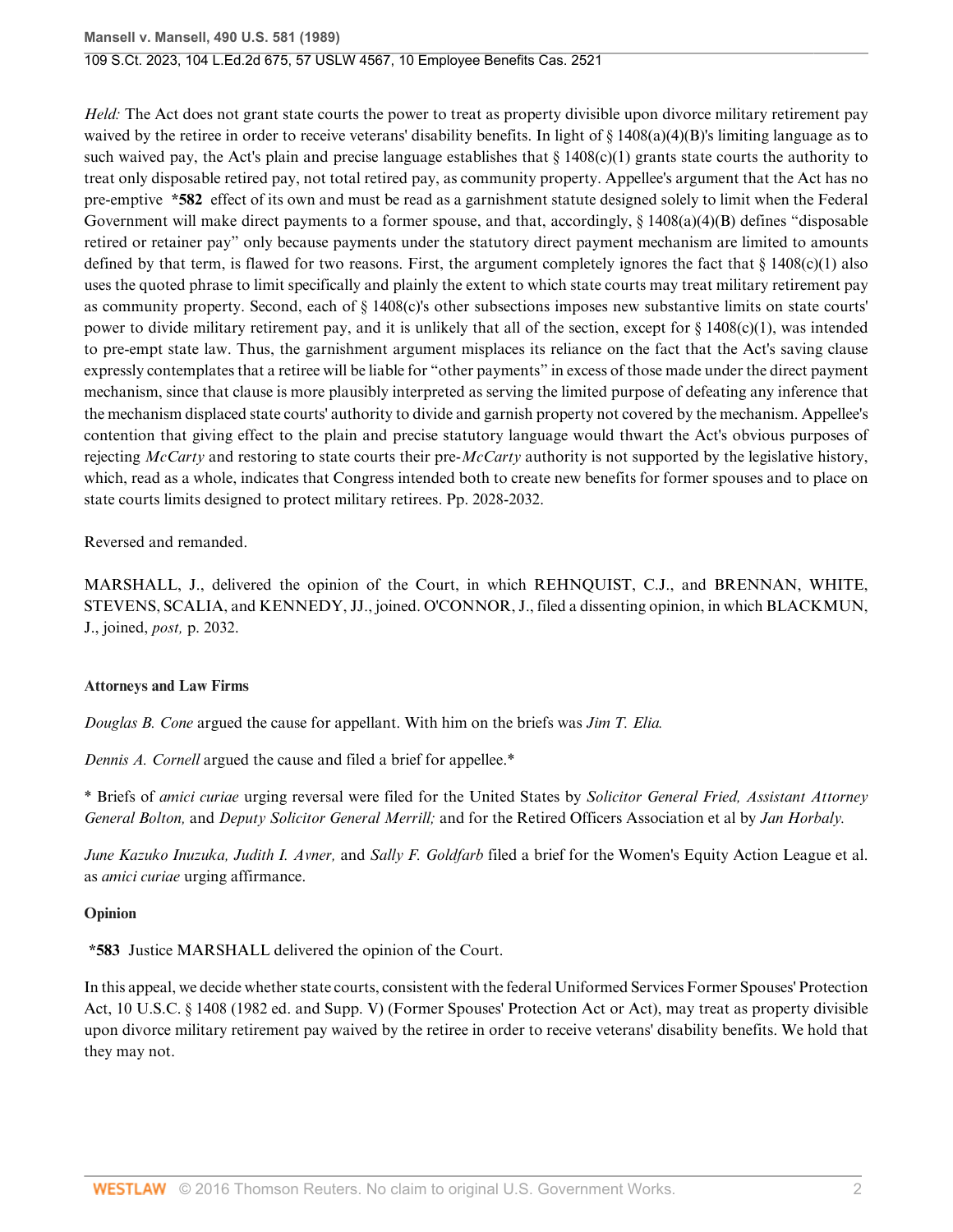*Held:* The Act does not grant state courts the power to treat as property divisible upon divorce military retirement pay waived by the retiree in order to receive veterans' disability benefits. In light of § 1408(a)(4)(B)'s limiting language as to such waived pay, the Act's plain and precise language establishes that § 1408(c)(1) grants state courts the authority to treat only disposable retired pay, not total retired pay, as community property. Appellee's argument that the Act has no pre-emptive **\*582** effect of its own and must be read as a garnishment statute designed solely to limit when the Federal Government will make direct payments to a former spouse, and that, accordingly, § 1408(a)(4)(B) defines "disposable retired or retainer pay" only because payments under the statutory direct payment mechanism are limited to amounts defined by that term, is flawed for two reasons. First, the argument completely ignores the fact that § 1408(c)(1) also uses the quoted phrase to limit specifically and plainly the extent to which state courts may treat military retirement pay as community property. Second, each of § 1408(c)'s other subsections imposes new substantive limits on state courts' power to divide military retirement pay, and it is unlikely that all of the section, except for § 1408(c)(1), was intended to pre-empt state law. Thus, the garnishment argument misplaces its reliance on the fact that the Act's saving clause expressly contemplates that a retiree will be liable for "other payments" in excess of those made under the direct payment mechanism, since that clause is more plausibly interpreted as serving the limited purpose of defeating any inference that the mechanism displaced state courts' authority to divide and garnish property not covered by the mechanism. Appellee's contention that giving effect to the plain and precise statutory language would thwart the Act's obvious purposes of rejecting *McCarty* and restoring to state courts their pre-*McCarty* authority is not supported by the legislative history, which, read as a whole, indicates that Congress intended both to create new benefits for former spouses and to place on state courts limits designed to protect military retirees. Pp. 2028-2032.

Reversed and remanded.

MARSHALL, J., delivered the opinion of the Court, in which REHNQUIST, C.J., and BRENNAN, WHITE, STEVENS, SCALIA, and KENNEDY, JJ., joined. O'CONNOR, J., filed a dissenting opinion, in which BLACKMUN, J., joined, *post,* p. 2032.

**Attorneys and Law Firms**

*Douglas B. Cone* argued the cause for appellant. With him on the briefs was *Jim T. Elia.*

*Dennis A. Cornell* argued the cause and filed a brief for appellee.*

\* Briefs of *amici curiae* urging reversal were filed for the United States by *Solicitor General Fried, Assistant Attorney General Bolton,* and *Deputy Solicitor General Merrill;* and for the Retired Officers Association et al by *Jan Horbaly.*

*June Kazuko Inuzuka, Judith I. Avner,* and *Sally F. Goldfarb* filed a brief for the Women's Equity Action League et al. as *amici curiae* urging affirmance.

**Opinion**

**\*583** Justice MARSHALL delivered the opinion of the Court.

In this appeal, we decide whether state courts, consistent with the federal Uniformed Services Former Spouses' Protection Act, 10 U.S.C. § 1408 (1982 ed. and Supp. V) (Former Spouses' Protection Act or Act), may treat as property divisible upon divorce military retirement pay waived by the retiree in order to receive veterans' disability benefits. We hold that they may not.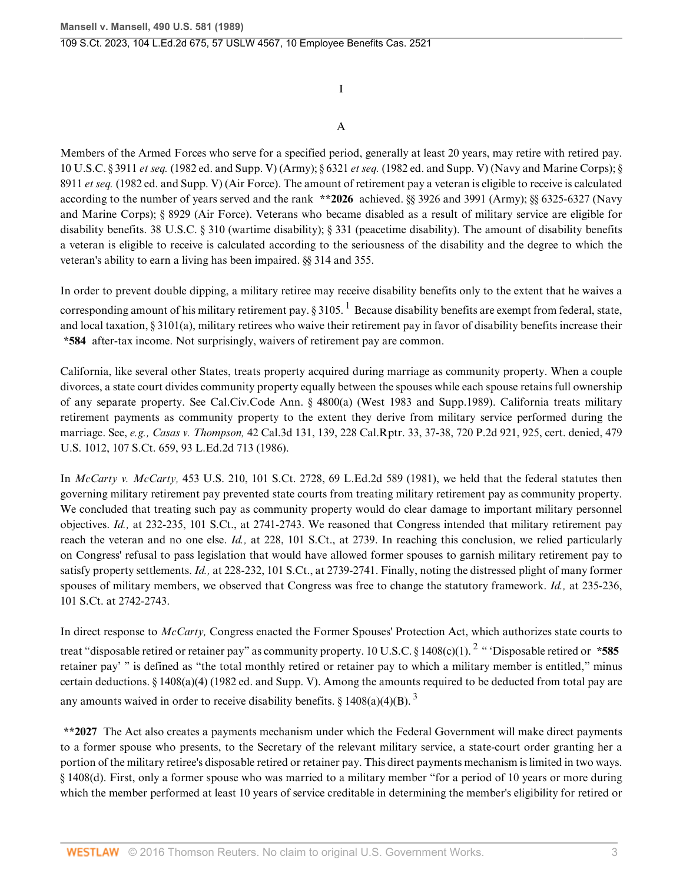# I

## A

Members of the Armed Forces who serve for a specified period, generally at least 20 years, may retire with retired pay. 10 U.S.C. § 3911 *et seq.* (1982 ed. and Supp. V) (Army); § 6321 *et seq.* (1982 ed. and Supp. V) (Navy and Marine Corps); § 8911 *et seq.* (1982 ed. and Supp. V) (Air Force). The amount of retirement pay a veteran is eligible to receive is calculated according to the number of years served and the rank **\*\*2026** achieved. §§ 3926 and 3991 (Army); §§ 6325-6327 (Navy and Marine Corps); § 8929 (Air Force). Veterans who became disabled as a result of military service are eligible for disability benefits. 38 U.S.C. § 310 (wartime disability); § 331 (peacetime disability). The amount of disability benefits a veteran is eligible to receive is calculated according to the seriousness of the disability and the degree to which the veteran's ability to earn a living has been impaired. §§ 314 and 355.

In order to prevent double dipping, a military retiree may receive disability benefits only to the extent that he waives a corresponding amount of his military retirement pay. § 3105.[1] Because disability benefits are exempt from federal, state, and local taxation, § 3101(a), military retirees who waive their retirement pay in favor of disability benefits increase their **\*584** after-tax income. Not surprisingly, waivers of retirement pay are common.

California, like several other States, treats property acquired during marriage as community property. When a couple divorces, a state court divides community property equally between the spouses while each spouse retains full ownership of any separate property. See Cal.Civ.Code Ann. § 4800(a) (West 1983 and Supp.1989). California treats military retirement payments as community property to the extent they derive from military service performed during the marriage. See, *e.g., Casas v. Thompson,* 42 Cal.3d 131, 139, 228 Cal.Rptr. 33, 37-38, 720 P.2d 921, 925, cert. denied, 479 U.S. 1012, 107 S.Ct. 659, 93 L.Ed.2d 713 (1986).

In *McCarty v. McCarty,* 453 U.S. 210, 101 S.Ct. 2728, 69 L.Ed.2d 589 (1981), we held that the federal statutes then governing military retirement pay prevented state courts from treating military retirement pay as community property. We concluded that treating such pay as community property would do clear damage to important military personnel objectives. *Id.,* at 232-235, 101 S.Ct., at 2741-2743. We reasoned that Congress intended that military retirement pay reach the veteran and no one else. *Id.,* at 228, 101 S.Ct., at 2739. In reaching this conclusion, we relied particularly on Congress' refusal to pass legislation that would have allowed former spouses to garnish military retirement pay to satisfy property settlements. *Id.,* at 228-232, 101 S.Ct., at 2739-2741. Finally, noting the distressed plight of many former spouses of military members, we observed that Congress was free to change the statutory framework. *Id.,* at 235-236, 101 S.Ct. at 2742-2743.

In direct response to *McCarty,* Congress enacted the Former Spouses' Protection Act, which authorizes state courts to treat "disposable retired or retainer pay" as community property. 10 U.S.C. § 1408(c)(1).[2] " 'Disposable retired or **\*585** retainer pay' " is defined as "the total monthly retired or retainer pay to which a military member is entitled," minus certain deductions. § 1408(a)(4) (1982 ed. and Supp. V). Among the amounts required to be deducted from total pay are any amounts waived in order to receive disability benefits. § 1408(a)(4)(B).[3]

**\*\*2027** The Act also creates a payments mechanism under which the Federal Government will make direct payments to a former spouse who presents, to the Secretary of the relevant military service, a state-court order granting her a portion of the military retiree's disposable retired or retainer pay. This direct payments mechanism is limited in two ways. § 1408(d). First, only a former spouse who was married to a military member "for a period of 10 years or more during which the member performed at least 10 years of service creditable in determining the member's eligibility for retired or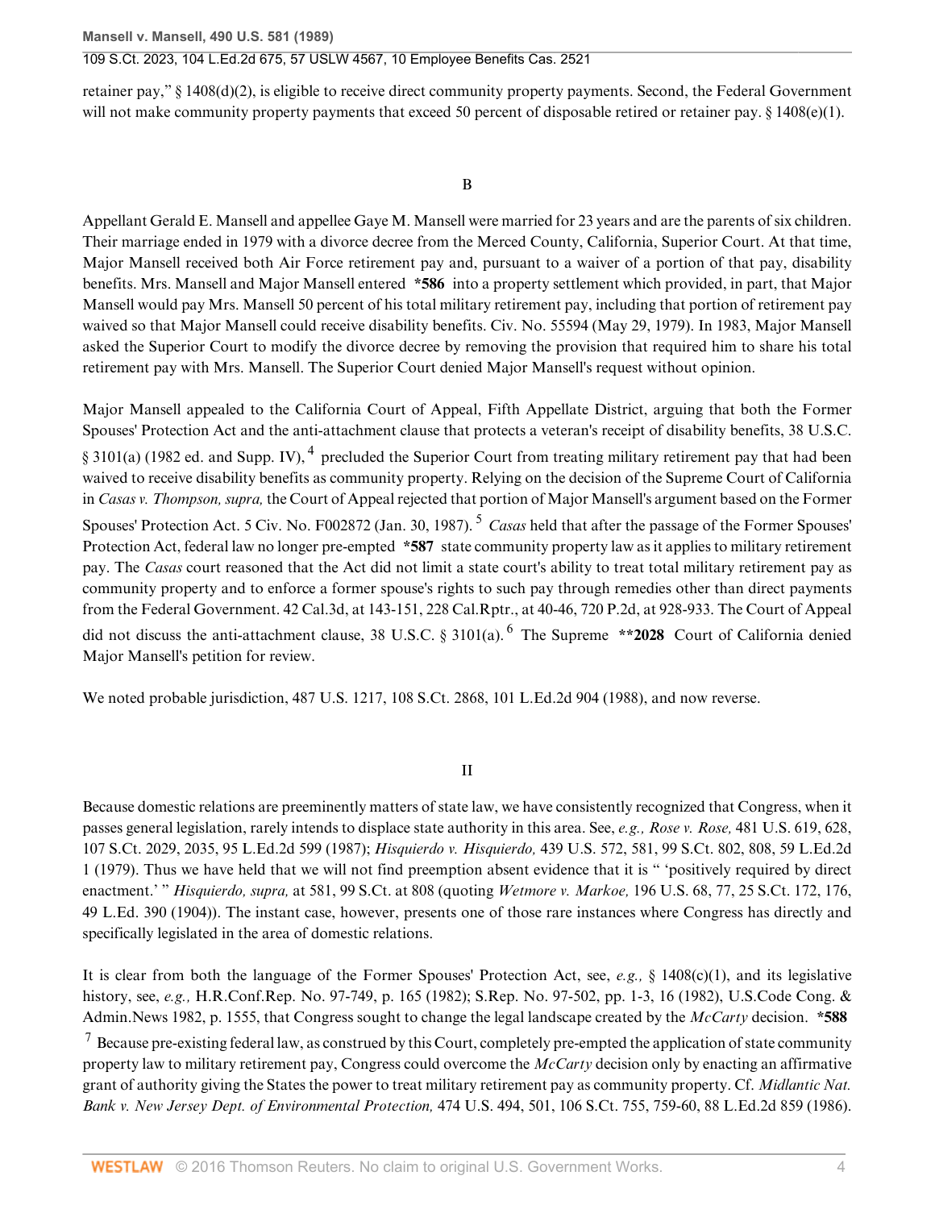retainer pay," § 1408(d)(2), is eligible to receive direct community property payments. Second, the Federal Government will not make community property payments that exceed 50 percent of disposable retired or retainer pay. § 1408(e)(1).

### B

Appellant Gerald E. Mansell and appellee Gaye M. Mansell were married for 23 years and are the parents of six children. Their marriage ended in 1979 with a divorce decree from the Merced County, California, Superior Court. At that time, Major Mansell received both Air Force retirement pay and, pursuant to a waiver of a portion of that pay, disability benefits. Mrs. Mansell and Major Mansell entered **\*586** into a property settlement which provided, in part, that Major Mansell would pay Mrs. Mansell 50 percent of his total military retirement pay, including that portion of retirement pay waived so that Major Mansell could receive disability benefits. Civ. No. 55594 (May 29, 1979). In 1983, Major Mansell asked the Superior Court to modify the divorce decree by removing the provision that required him to share his total retirement pay with Mrs. Mansell. The Superior Court denied Major Mansell's request without opinion.

Major Mansell appealed to the California Court of Appeal, Fifth Appellate District, arguing that both the Former Spouses' Protection Act and the anti-attachment clause that protects a veteran's receipt of disability benefits, 38 U.S.C. § 3101(a) (1982 ed. and Supp. IV), [4] precluded the Superior Court from treating military retirement pay that had been waived to receive disability benefits as community property. Relying on the decision of the Supreme Court of California in *Casas v. Thompson, supra,* the Court of Appeal rejected that portion of Major Mansell's argument based on the Former Spouses' Protection Act. 5 Civ. No. F002872 (Jan. 30, 1987). [5] *Casas* held that after the passage of the Former Spouses' Protection Act, federal law no longer pre-empted **\*587** state community property law as it applies to military retirement pay. The *Casas* court reasoned that the Act did not limit a state court's ability to treat total military retirement pay as community property and to enforce a former spouse's rights to such pay through remedies other than direct payments from the Federal Government. 42 Cal.3d, at 143-151, 228 Cal.Rptr., at 40-46, 720 P.2d, at 928-933. The Court of Appeal did not discuss the anti-attachment clause, 38 U.S.C. § 3101(a). [6] The Supreme **\*\*2028** Court of California denied Major Mansell's petition for review.

We noted probable jurisdiction, 487 U.S. 1217, 108 S.Ct. 2868, 101 L.Ed.2d 904 (1988), and now reverse.

## II

Because domestic relations are preeminently matters of state law, we have consistently recognized that Congress, when it passes general legislation, rarely intends to displace state authority in this area. See, *e.g., Rose v. Rose,* 481 U.S. 619, 628, 107 S.Ct. 2029, 2035, 95 L.Ed.2d 599 (1987); *Hisquierdo v. Hisquierdo,* 439 U.S. 572, 581, 99 S.Ct. 802, 808, 59 L.Ed.2d 1 (1979). Thus we have held that we will not find preemption absent evidence that it is " 'positively required by direct enactment.' " *Hisquierdo, supra,* at 581, 99 S.Ct. at 808 (quoting *Wetmore v. Markoe,* 196 U.S. 68, 77, 25 S.Ct. 172, 176, 49 L.Ed. 390 (1904)). The instant case, however, presents one of those rare instances where Congress has directly and specifically legislated in the area of domestic relations.

It is clear from both the language of the Former Spouses' Protection Act, see, *e.g.,* § 1408(c)(1), and its legislative history, see, *e.g.,* H.R.Conf.Rep. No. 97-749, p. 165 (1982); S.Rep. No. 97-502, pp. 1-3, 16 (1982), U.S.Code Cong. & Admin.News 1982, p. 1555, that Congress sought to change the legal landscape created by the *McCarty* decision. **\*588** [7] Because pre-existing federal law, as construed by this Court, completely pre-empted the application of state community property law to military retirement pay, Congress could overcome the *McCarty* decision only by enacting an affirmative grant of authority giving the States the power to treat military retirement pay as community property. Cf. *Midlantic Nat. Bank v. New Jersey Dept. of Environmental Protection,* 474 U.S. 494, 501, 106 S.Ct. 755, 759-60, 88 L.Ed.2d 859 (1986).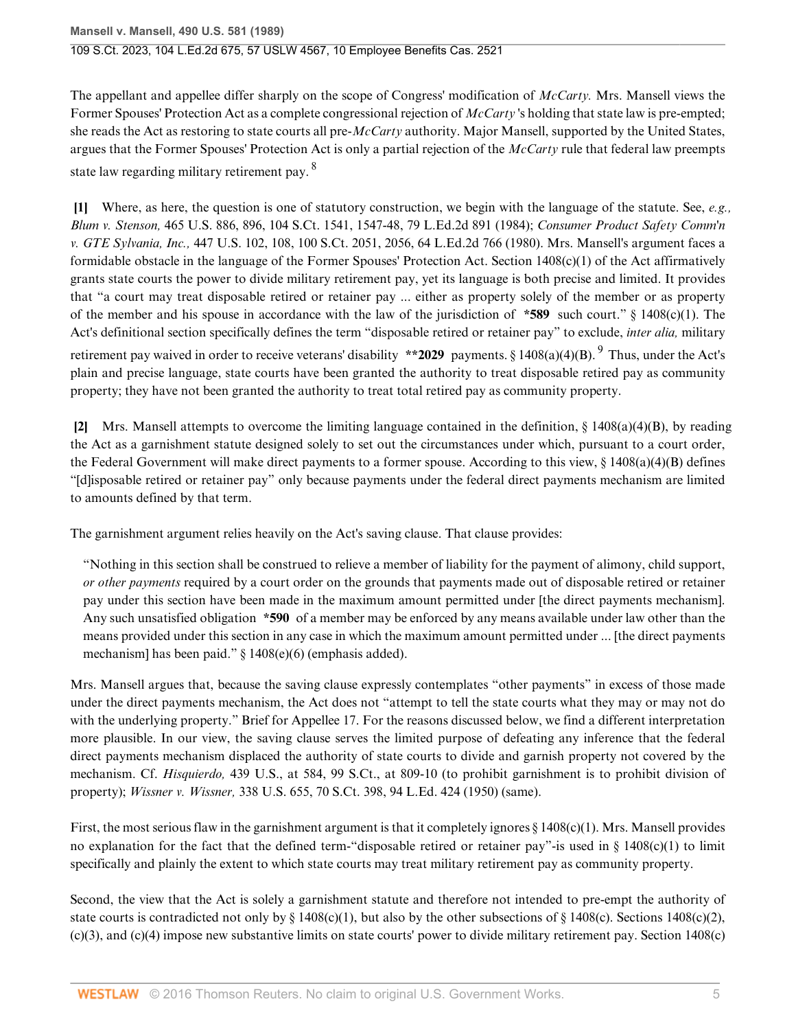The appellant and appellee differ sharply on the scope of Congress' modification of *McCarty.* Mrs. Mansell views the Former Spouses' Protection Act as a complete congressional rejection of *McCarty* 's holding that state law is pre-empted; she reads the Act as restoring to state courts all pre-*McCarty* authority. Major Mansell, supported by the United States, argues that the Former Spouses' Protection Act is only a partial rejection of the *McCarty* rule that federal law preempts state law regarding military retirement pay. [8]

**[1]** Where, as here, the question is one of statutory construction, we begin with the language of the statute. See, *e.g., Blum v. Stenson,* 465 U.S. 886, 896, 104 S.Ct. 1541, 1547-48, 79 L.Ed.2d 891 (1984); *Consumer Product Safety Comm'n v. GTE Sylvania, Inc.,* 447 U.S. 102, 108, 100 S.Ct. 2051, 2056, 64 L.Ed.2d 766 (1980). Mrs. Mansell's argument faces a formidable obstacle in the language of the Former Spouses' Protection Act. Section 1408(c)(1) of the Act affirmatively grants state courts the power to divide military retirement pay, yet its language is both precise and limited. It provides that "a court may treat disposable retired or retainer pay ... either as property solely of the member or as property of the member and his spouse in accordance with the law of the jurisdiction of **\*589** such court." § 1408(c)(1). The Act's definitional section specifically defines the term "disposable retired or retainer pay" to exclude, *inter alia,* military retirement pay waived in order to receive veterans' disability **\*\*2029** payments. § 1408(a)(4)(B). [9] Thus, under the Act's plain and precise language, state courts have been granted the authority to treat disposable retired pay as community property; they have not been granted the authority to treat total retired pay as community property.

**[2]** Mrs. Mansell attempts to overcome the limiting language contained in the definition, § 1408(a)(4)(B), by reading the Act as a garnishment statute designed solely to set out the circumstances under which, pursuant to a court order, the Federal Government will make direct payments to a former spouse. According to this view, § 1408(a)(4)(B) defines "[d]isposable retired or retainer pay" only because payments under the federal direct payments mechanism are limited to amounts defined by that term.

The garnishment argument relies heavily on the Act's saving clause. That clause provides:

> "Nothing in this section shall be construed to relieve a member of liability for the payment of alimony, child support, *or other payments* required by a court order on the grounds that payments made out of disposable retired or retainer pay under this section have been made in the maximum amount permitted under [the direct payments mechanism]. Any such unsatisfied obligation **\*590** of a member may be enforced by any means available under law other than the means provided under this section in any case in which the maximum amount permitted under ... [the direct payments mechanism] has been paid." § 1408(e)(6) (emphasis added).

Mrs. Mansell argues that, because the saving clause expressly contemplates "other payments" in excess of those made under the direct payments mechanism, the Act does not "attempt to tell the state courts what they may or may not do with the underlying property." Brief for Appellee 17. For the reasons discussed below, we find a different interpretation more plausible. In our view, the saving clause serves the limited purpose of defeating any inference that the federal direct payments mechanism displaced the authority of state courts to divide and garnish property not covered by the mechanism. Cf. *Hisquierdo,* 439 U.S., at 584, 99 S.Ct., at 809-10 (to prohibit garnishment is to prohibit division of property); *Wissner v. Wissner,* 338 U.S. 655, 70 S.Ct. 398, 94 L.Ed. 424 (1950) (same).

First, the most serious flaw in the garnishment argument is that it completely ignores § 1408(c)(1). Mrs. Mansell provides no explanation for the fact that the defined term-"disposable retired or retainer pay"-is used in § 1408(c)(1) to limit specifically and plainly the extent to which state courts may treat military retirement pay as community property.

Second, the view that the Act is solely a garnishment statute and therefore not intended to pre-empt the authority of state courts is contradicted not only by § 1408(c)(1), but also by the other subsections of § 1408(c). Sections 1408(c)(2), (c)(3), and (c)(4) impose new substantive limits on state courts' power to divide military retirement pay. Section 1408(c)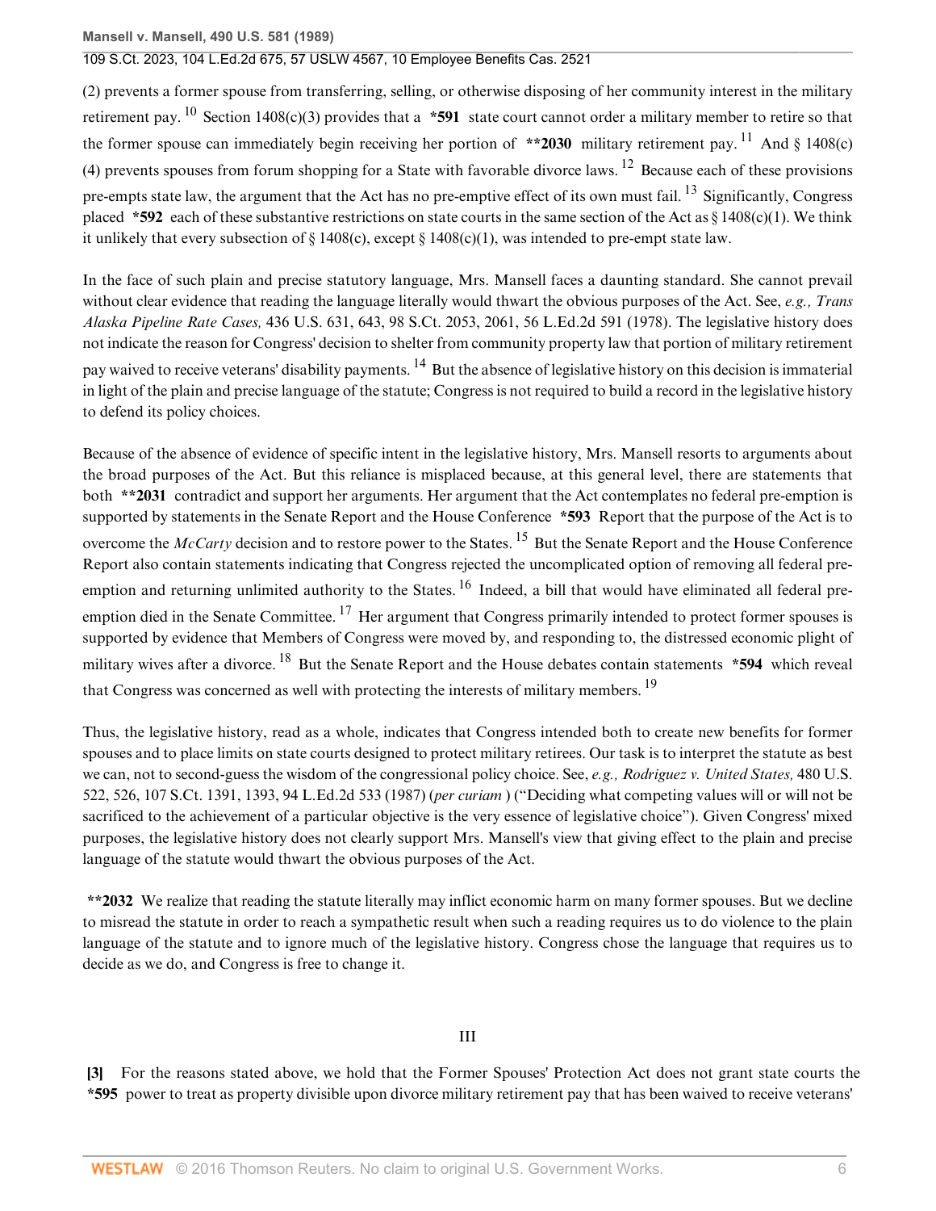(2) prevents a former spouse from transferring, selling, or otherwise disposing of her community interest in the military retirement pay. [10] Section 1408(c)(3) provides that a **\*591** state court cannot order a military member to retire so that the former spouse can immediately begin receiving her portion of **\*\*2030** military retirement pay. [11] And § 1408(c)(4) prevents spouses from forum shopping for a State with favorable divorce laws. [12] Because each of these provisions pre-empts state law, the argument that the Act has no pre-emptive effect of its own must fail. [13] Significantly, Congress placed **\*592** each of these substantive restrictions on state courts in the same section of the Act as § 1408(c)(1). We think it unlikely that every subsection of § 1408(c), except § 1408(c)(1), was intended to pre-empt state law.

In the face of such plain and precise statutory language, Mrs. Mansell faces a daunting standard. She cannot prevail without clear evidence that reading the language literally would thwart the obvious purposes of the Act. See, *e.g., Trans Alaska Pipeline Rate Cases,* 436 U.S. 631, 643, 98 S.Ct. 2053, 2061, 56 L.Ed.2d 591 (1978). The legislative history does not indicate the reason for Congress' decision to shelter from community property law that portion of military retirement pay waived to receive veterans' disability payments. [14] But the absence of legislative history on this decision is immaterial in light of the plain and precise language of the statute; Congress is not required to build a record in the legislative history to defend its policy choices.

Because of the absence of evidence of specific intent in the legislative history, Mrs. Mansell resorts to arguments about the broad purposes of the Act. But this reliance is misplaced because, at this general level, there are statements that both **\*\*2031** contradict and support her arguments. Her argument that the Act contemplates no federal pre-emption is supported by statements in the Senate Report and the House Conference **\*593** Report that the purpose of the Act is to overcome the *McCarty* decision and to restore power to the States. [15] But the Senate Report and the House Conference Report also contain statements indicating that Congress rejected the uncomplicated option of removing all federal pre-emption and returning unlimited authority to the States. [16] Indeed, a bill that would have eliminated all federal pre-emption died in the Senate Committee. [17] Her argument that Congress primarily intended to protect former spouses is supported by evidence that Members of Congress were moved by, and responding to, the distressed economic plight of military wives after a divorce. [18] But the Senate Report and the House debates contain statements **\*594** which reveal that Congress was concerned as well with protecting the interests of military members. [19]

Thus, the legislative history, read as a whole, indicates that Congress intended both to create new benefits for former spouses and to place limits on state courts designed to protect military retirees. Our task is to interpret the statute as best we can, not to second-guess the wisdom of the congressional policy choice. See, *e.g., Rodriguez v. United States,* 480 U.S. 522, 526, 107 S.Ct. 1391, 1393, 94 L.Ed.2d 533 (1987) (*per curiam* ) ("Deciding what competing values will or will not be sacrificed to the achievement of a particular objective is the very essence of legislative choice"). Given Congress' mixed purposes, the legislative history does not clearly support Mrs. Mansell's view that giving effect to the plain and precise language of the statute would thwart the obvious purposes of the Act.

**\*\*2032** We realize that reading the statute literally may inflict economic harm on many former spouses. But we decline to misread the statute in order to reach a sympathetic result when such a reading requires us to do violence to the plain language of the statute and to ignore much of the legislative history. Congress chose the language that requires us to decide as we do, and Congress is free to change it.

## III

**[3]** For the reasons stated above, we hold that the Former Spouses' Protection Act does not grant state courts the **\*595** power to treat as property divisible upon divorce military retirement pay that has been waived to receive veterans'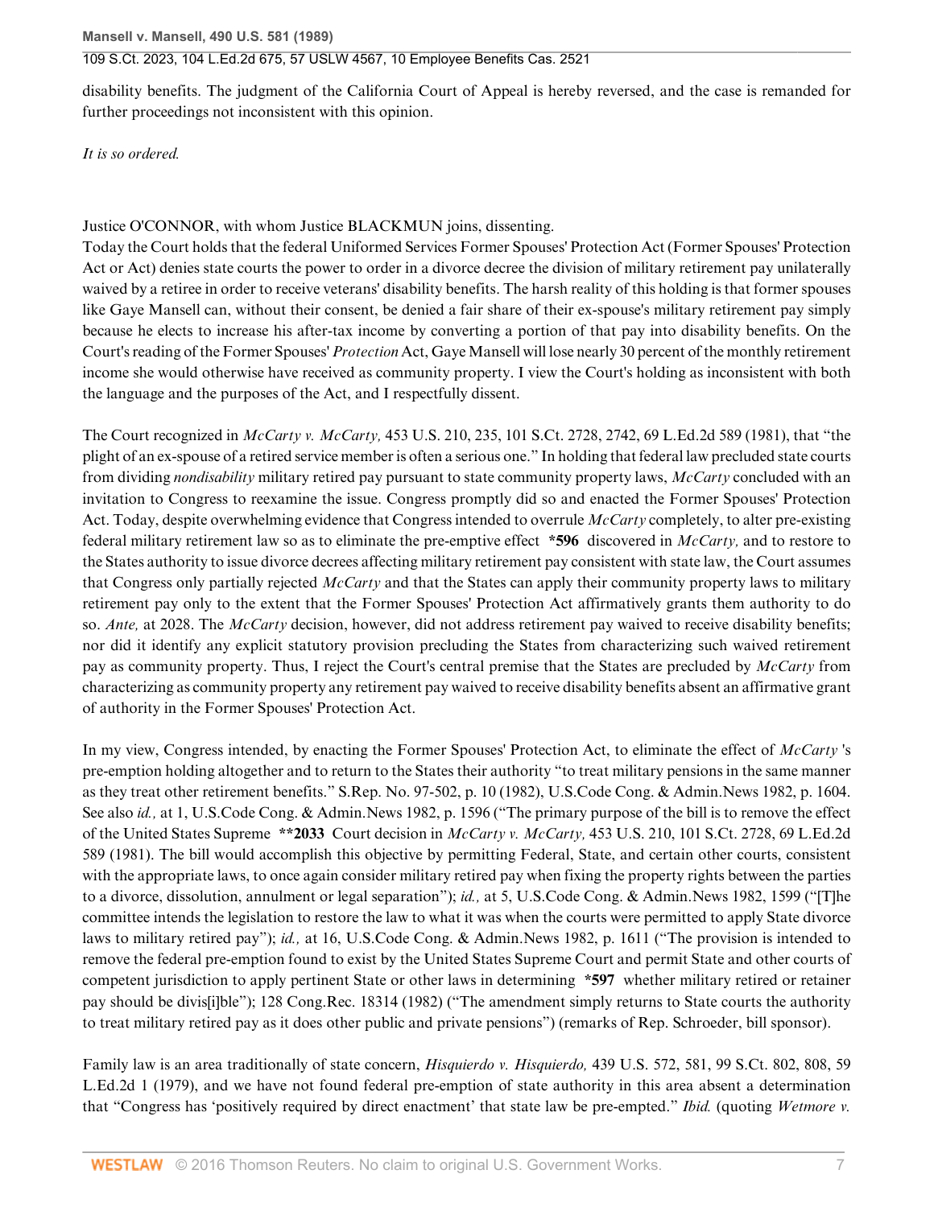disability benefits. The judgment of the California Court of Appeal is hereby reversed, and the case is remanded for further proceedings not inconsistent with this opinion.

*It is so ordered.*

Justice O'CONNOR, with whom Justice BLACKMUN joins, dissenting.

Today the Court holds that the federal Uniformed Services Former Spouses' Protection Act (Former Spouses' Protection Act or Act) denies state courts the power to order in a divorce decree the division of military retirement pay unilaterally waived by a retiree in order to receive veterans' disability benefits. The harsh reality of this holding is that former spouses like Gaye Mansell can, without their consent, be denied a fair share of their ex-spouse's military retirement pay simply because he elects to increase his after-tax income by converting a portion of that pay into disability benefits. On the Court's reading of the Former Spouses' *Protection* Act, Gaye Mansell will lose nearly 30 percent of the monthly retirement income she would otherwise have received as community property. I view the Court's holding as inconsistent with both the language and the purposes of the Act, and I respectfully dissent.

The Court recognized in *McCarty v. McCarty,* 453 U.S. 210, 235, 101 S.Ct. 2728, 2742, 69 L.Ed.2d 589 (1981), that "the plight of an ex-spouse of a retired service member is often a serious one." In holding that federal law precluded state courts from dividing *nondisability* military retired pay pursuant to state community property laws, *McCarty* concluded with an invitation to Congress to reexamine the issue. Congress promptly did so and enacted the Former Spouses' Protection Act. Today, despite overwhelming evidence that Congress intended to overrule *McCarty* completely, to alter pre-existing federal military retirement law so as to eliminate the pre-emptive effect **\*596** discovered in *McCarty,* and to restore to the States authority to issue divorce decrees affecting military retirement pay consistent with state law, the Court assumes that Congress only partially rejected *McCarty* and that the States can apply their community property laws to military retirement pay only to the extent that the Former Spouses' Protection Act affirmatively grants them authority to do so. *Ante,* at 2028. The *McCarty* decision, however, did not address retirement pay waived to receive disability benefits; nor did it identify any explicit statutory provision precluding the States from characterizing such waived retirement pay as community property. Thus, I reject the Court's central premise that the States are precluded by *McCarty* from characterizing as community property any retirement pay waived to receive disability benefits absent an affirmative grant of authority in the Former Spouses' Protection Act.

In my view, Congress intended, by enacting the Former Spouses' Protection Act, to eliminate the effect of *McCarty* 's pre-emption holding altogether and to return to the States their authority "to treat military pensions in the same manner as they treat other retirement benefits." S.Rep. No. 97-502, p. 10 (1982), U.S.Code Cong. & Admin.News 1982, p. 1604. See also *id.,* at 1, U.S.Code Cong. & Admin.News 1982, p. 1596 ("The primary purpose of the bill is to remove the effect of the United States Supreme **\*\*2033** Court decision in *McCarty v. McCarty,* 453 U.S. 210, 101 S.Ct. 2728, 69 L.Ed.2d 589 (1981). The bill would accomplish this objective by permitting Federal, State, and certain other courts, consistent with the appropriate laws, to once again consider military retired pay when fixing the property rights between the parties to a divorce, dissolution, annulment or legal separation"); *id.,* at 5, U.S.Code Cong. & Admin.News 1982, 1599 ("[T]he committee intends the legislation to restore the law to what it was when the courts were permitted to apply State divorce laws to military retired pay"); *id.,* at 16, U.S.Code Cong. & Admin.News 1982, p. 1611 ("The provision is intended to remove the federal pre-emption found to exist by the United States Supreme Court and permit State and other courts of competent jurisdiction to apply pertinent State or other laws in determining **\*597** whether military retired or retainer pay should be divis[i]ble"); 128 Cong.Rec. 18314 (1982) ("The amendment simply returns to State courts the authority to treat military retired pay as it does other public and private pensions") (remarks of Rep. Schroeder, bill sponsor).

Family law is an area traditionally of state concern, *Hisquierdo v. Hisquierdo,* 439 U.S. 572, 581, 99 S.Ct. 802, 808, 59 L.Ed.2d 1 (1979), and we have not found federal pre-emption of state authority in this area absent a determination that "Congress has 'positively required by direct enactment' that state law be pre-empted." *Ibid.* (quoting *Wetmore v.*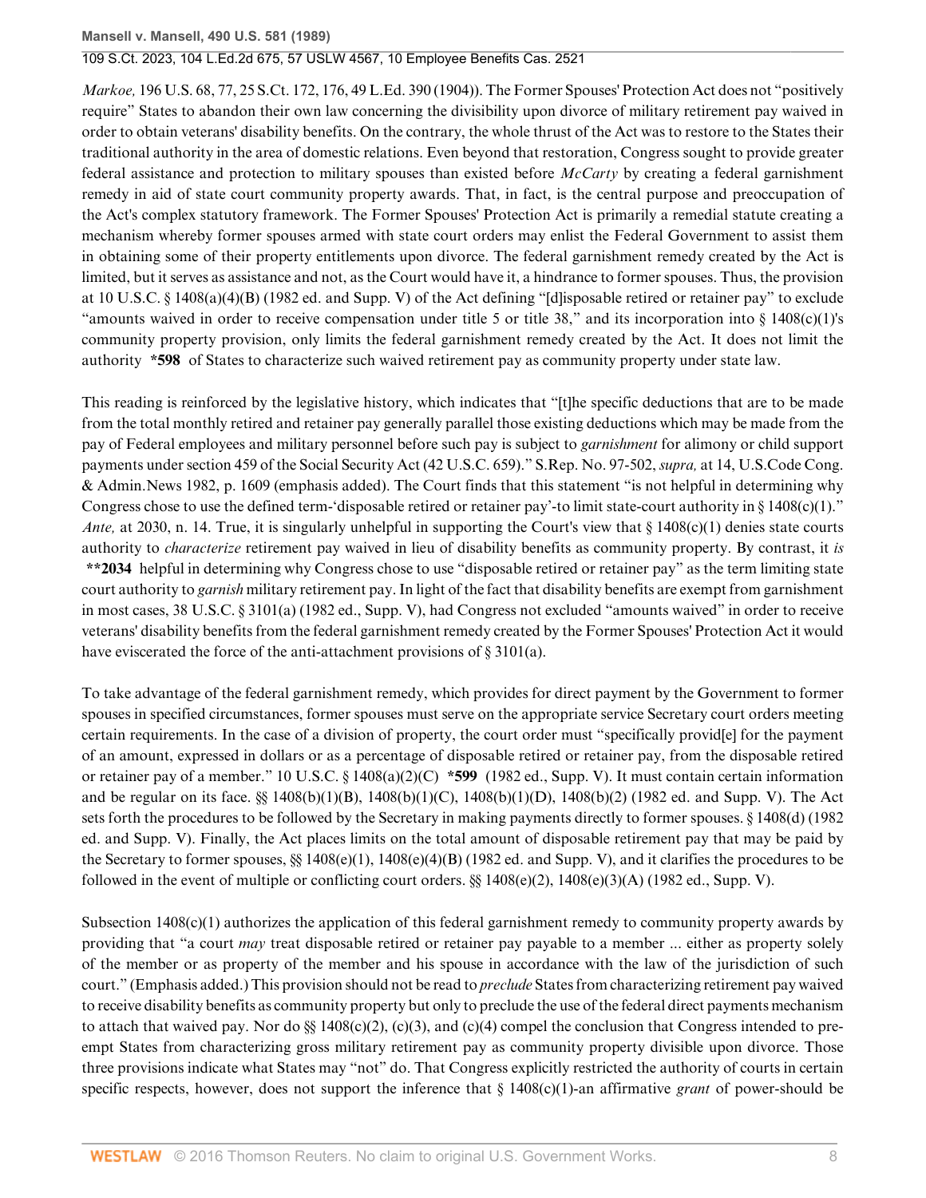*Markoe,* 196 U.S. 68, 77, 25 S.Ct. 172, 176, 49 L.Ed. 390 (1904)). The Former Spouses' Protection Act does not "positively require" States to abandon their own law concerning the divisibility upon divorce of military retirement pay waived in order to obtain veterans' disability benefits. On the contrary, the whole thrust of the Act was to restore to the States their traditional authority in the area of domestic relations. Even beyond that restoration, Congress sought to provide greater federal assistance and protection to military spouses than existed before *McCarty* by creating a federal garnishment remedy in aid of state court community property awards. That, in fact, is the central purpose and preoccupation of the Act's complex statutory framework. The Former Spouses' Protection Act is primarily a remedial statute creating a mechanism whereby former spouses armed with state court orders may enlist the Federal Government to assist them in obtaining some of their property entitlements upon divorce. The federal garnishment remedy created by the Act is limited, but it serves as assistance and not, as the Court would have it, a hindrance to former spouses. Thus, the provision at 10 U.S.C. § 1408(a)(4)(B) (1982 ed. and Supp. V) of the Act defining "[d]isposable retired or retainer pay" to exclude "amounts waived in order to receive compensation under title 5 or title 38," and its incorporation into § 1408(c)(1)'s community property provision, only limits the federal garnishment remedy created by the Act. It does not limit the authority **\*598** of States to characterize such waived retirement pay as community property under state law.

This reading is reinforced by the legislative history, which indicates that "[t]he specific deductions that are to be made from the total monthly retired and retainer pay generally parallel those existing deductions which may be made from the pay of Federal employees and military personnel before such pay is subject to *garnishment* for alimony or child support payments under section 459 of the Social Security Act (42 U.S.C. 659)." S.Rep. No. 97-502, *supra,* at 14, U.S.Code Cong. & Admin.News 1982, p. 1609 (emphasis added). The Court finds that this statement "is not helpful in determining why Congress chose to use the defined term-'disposable retired or retainer pay'-to limit state-court authority in § 1408(c)(1)." *Ante,* at 2030, n. 14. True, it is singularly unhelpful in supporting the Court's view that § 1408(c)(1) denies state courts authority to *characterize* retirement pay waived in lieu of disability benefits as community property. By contrast, it *is* **\*\*2034** helpful in determining why Congress chose to use "disposable retired or retainer pay" as the term limiting state court authority to *garnish* military retirement pay. In light of the fact that disability benefits are exempt from garnishment in most cases, 38 U.S.C. § 3101(a) (1982 ed., Supp. V), had Congress not excluded "amounts waived" in order to receive veterans' disability benefits from the federal garnishment remedy created by the Former Spouses' Protection Act it would have eviscerated the force of the anti-attachment provisions of § 3101(a).

To take advantage of the federal garnishment remedy, which provides for direct payment by the Government to former spouses in specified circumstances, former spouses must serve on the appropriate service Secretary court orders meeting certain requirements. In the case of a division of property, the court order must "specifically provid[e] for the payment of an amount, expressed in dollars or as a percentage of disposable retired or retainer pay, from the disposable retired or retainer pay of a member." 10 U.S.C. § 1408(a)(2)(C) **\*599** (1982 ed., Supp. V). It must contain certain information and be regular on its face. §§ 1408(b)(1)(B), 1408(b)(1)(C), 1408(b)(1)(D), 1408(b)(2) (1982 ed. and Supp. V). The Act sets forth the procedures to be followed by the Secretary in making payments directly to former spouses. § 1408(d) (1982 ed. and Supp. V). Finally, the Act places limits on the total amount of disposable retirement pay that may be paid by the Secretary to former spouses, §§ 1408(e)(1), 1408(e)(4)(B) (1982 ed. and Supp. V), and it clarifies the procedures to be followed in the event of multiple or conflicting court orders. §§ 1408(e)(2), 1408(e)(3)(A) (1982 ed., Supp. V).

Subsection 1408(c)(1) authorizes the application of this federal garnishment remedy to community property awards by providing that "a court *may* treat disposable retired or retainer pay payable to a member ... either as property solely of the member or as property of the member and his spouse in accordance with the law of the jurisdiction of such court." (Emphasis added.) This provision should not be read to *preclude* States from characterizing retirement pay waived to receive disability benefits as community property but only to preclude the use of the federal direct payments mechanism to attach that waived pay. Nor do §§ 1408(c)(2), (c)(3), and (c)(4) compel the conclusion that Congress intended to pre-empt States from characterizing gross military retirement pay as community property divisible upon divorce. Those three provisions indicate what States may "not" do. That Congress explicitly restricted the authority of courts in certain specific respects, however, does not support the inference that § 1408(c)(1)-an affirmative *grant* of power-should be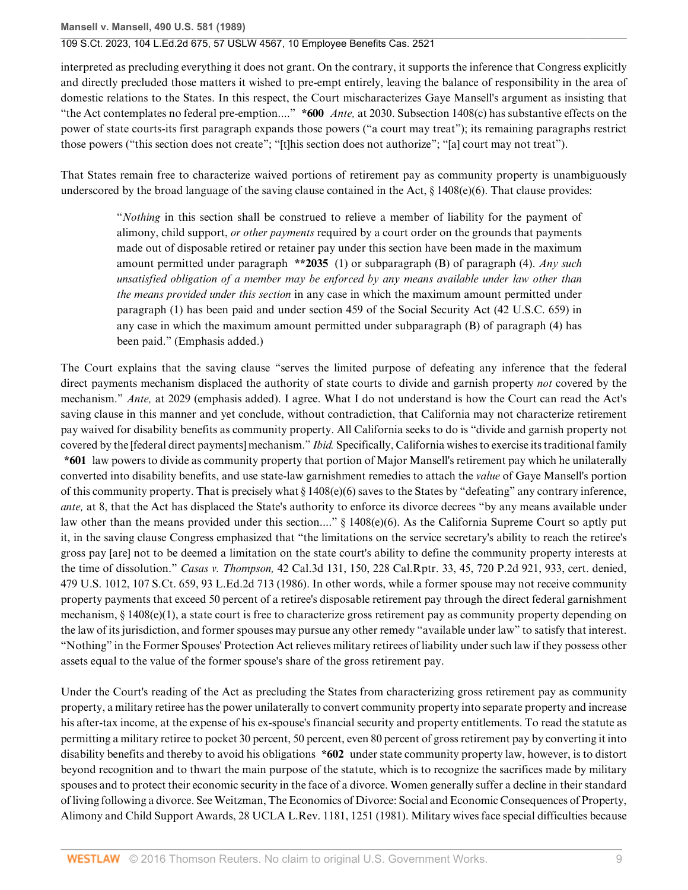interpreted as precluding everything it does not grant. On the contrary, it supports the inference that Congress explicitly and directly precluded those matters it wished to pre-empt entirely, leaving the balance of responsibility in the area of domestic relations to the States. In this respect, the Court mischaracterizes Gaye Mansell's argument as insisting that "the Act contemplates no federal pre-emption...." **\*600** *Ante,* at 2030. Subsection 1408(c) has substantive effects on the power of state courts-its first paragraph expands those powers ("a court may treat"); its remaining paragraphs restrict those powers ("this section does not create"; "[t]his section does not authorize"; "[a] court may not treat").

That States remain free to characterize waived portions of retirement pay as community property is unambiguously underscored by the broad language of the saving clause contained in the Act, § 1408(e)(6). That clause provides:

> "*Nothing* in this section shall be construed to relieve a member of liability for the payment of alimony, child support, *or other payments* required by a court order on the grounds that payments made out of disposable retired or retainer pay under this section have been made in the maximum amount permitted under paragraph **\*\*2035** (1) or subparagraph (B) of paragraph (4). *Any such unsatisfied obligation of a member may be enforced by any means available under law other than the means provided under this section* in any case in which the maximum amount permitted under paragraph (1) has been paid and under section 459 of the Social Security Act (42 U.S.C. 659) in any case in which the maximum amount permitted under subparagraph (B) of paragraph (4) has been paid." (Emphasis added.)

The Court explains that the saving clause "serves the limited purpose of defeating any inference that the federal direct payments mechanism displaced the authority of state courts to divide and garnish property *not* covered by the mechanism." *Ante,* at 2029 (emphasis added). I agree. What I do not understand is how the Court can read the Act's saving clause in this manner and yet conclude, without contradiction, that California may not characterize retirement pay waived for disability benefits as community property. All California seeks to do is "divide and garnish property not covered by the [federal direct payments] mechanism." *Ibid.* Specifically, California wishes to exercise its traditional family **\*601** law powers to divide as community property that portion of Major Mansell's retirement pay which he unilaterally converted into disability benefits, and use state-law garnishment remedies to attach the *value* of Gaye Mansell's portion of this community property. That is precisely what § 1408(e)(6) saves to the States by "defeating" any contrary inference, *ante,* at 8, that the Act has displaced the State's authority to enforce its divorce decrees "by any means available under law other than the means provided under this section...." § 1408(e)(6). As the California Supreme Court so aptly put it, in the saving clause Congress emphasized that "the limitations on the service secretary's ability to reach the retiree's gross pay [are] not to be deemed a limitation on the state court's ability to define the community property interests at the time of dissolution." *Casas v. Thompson,* 42 Cal.3d 131, 150, 228 Cal.Rptr. 33, 45, 720 P.2d 921, 933, cert. denied, 479 U.S. 1012, 107 S.Ct. 659, 93 L.Ed.2d 713 (1986). In other words, while a former spouse may not receive community property payments that exceed 50 percent of a retiree's disposable retirement pay through the direct federal garnishment mechanism, § 1408(e)(1), a state court is free to characterize gross retirement pay as community property depending on the law of its jurisdiction, and former spouses may pursue any other remedy "available under law" to satisfy that interest. "Nothing" in the Former Spouses' Protection Act relieves military retirees of liability under such law if they possess other assets equal to the value of the former spouse's share of the gross retirement pay.

Under the Court's reading of the Act as precluding the States from characterizing gross retirement pay as community property, a military retiree has the power unilaterally to convert community property into separate property and increase his after-tax income, at the expense of his ex-spouse's financial security and property entitlements. To read the statute as permitting a military retiree to pocket 30 percent, 50 percent, even 80 percent of gross retirement pay by converting it into disability benefits and thereby to avoid his obligations **\*602** under state community property law, however, is to distort beyond recognition and to thwart the main purpose of the statute, which is to recognize the sacrifices made by military spouses and to protect their economic security in the face of a divorce. Women generally suffer a decline in their standard of living following a divorce. See Weitzman, The Economics of Divorce: Social and Economic Consequences of Property, Alimony and Child Support Awards, 28 UCLA L.Rev. 1181, 1251 (1981). Military wives face special difficulties because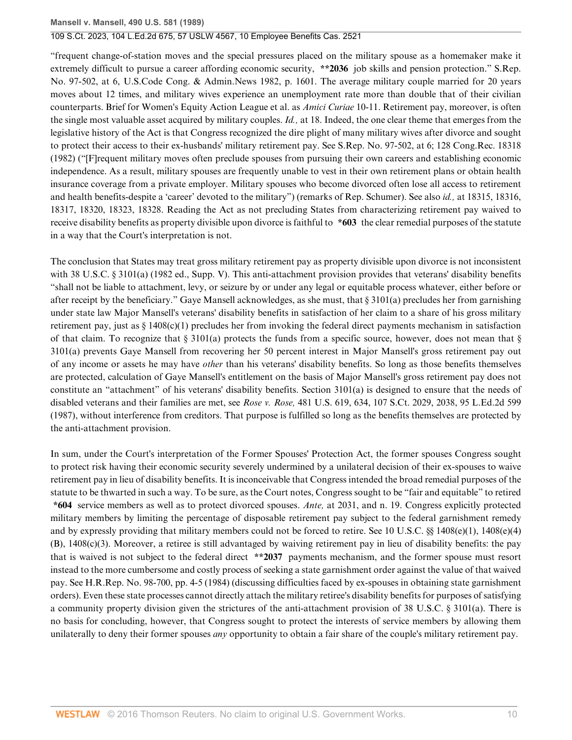"frequent change-of-station moves and the special pressures placed on the military spouse as a homemaker make it extremely difficult to pursue a career affording economic security, **\*\*2036** job skills and pension protection." S.Rep. No. 97-502, at 6, U.S.Code Cong. & Admin.News 1982, p. 1601. The average military couple married for 20 years moves about 12 times, and military wives experience an unemployment rate more than double that of their civilian counterparts. Brief for Women's Equity Action League et al. as *Amici Curiae* 10-11. Retirement pay, moreover, is often the single most valuable asset acquired by military couples. *Id.,* at 18. Indeed, the one clear theme that emerges from the legislative history of the Act is that Congress recognized the dire plight of many military wives after divorce and sought to protect their access to their ex-husbands' military retirement pay. See S.Rep. No. 97-502, at 6; 128 Cong.Rec. 18318 (1982) ("[F]requent military moves often preclude spouses from pursuing their own careers and establishing economic independence. As a result, military spouses are frequently unable to vest in their own retirement plans or obtain health insurance coverage from a private employer. Military spouses who become divorced often lose all access to retirement and health benefits-despite a 'career' devoted to the military") (remarks of Rep. Schumer). See also *id.,* at 18315, 18316, 18317, 18320, 18323, 18328. Reading the Act as not precluding States from characterizing retirement pay waived to receive disability benefits as property divisible upon divorce is faithful to **\*603** the clear remedial purposes of the statute in a way that the Court's interpretation is not.

The conclusion that States may treat gross military retirement pay as property divisible upon divorce is not inconsistent with 38 U.S.C. § 3101(a) (1982 ed., Supp. V). This anti-attachment provision provides that veterans' disability benefits "shall not be liable to attachment, levy, or seizure by or under any legal or equitable process whatever, either before or after receipt by the beneficiary." Gaye Mansell acknowledges, as she must, that § 3101(a) precludes her from garnishing under state law Major Mansell's veterans' disability benefits in satisfaction of her claim to a share of his gross military retirement pay, just as § 1408(c)(1) precludes her from invoking the federal direct payments mechanism in satisfaction of that claim. To recognize that § 3101(a) protects the funds from a specific source, however, does not mean that § 3101(a) prevents Gaye Mansell from recovering her 50 percent interest in Major Mansell's gross retirement pay out of any income or assets he may have *other* than his veterans' disability benefits. So long as those benefits themselves are protected, calculation of Gaye Mansell's entitlement on the basis of Major Mansell's gross retirement pay does not constitute an "attachment" of his veterans' disability benefits. Section 3101(a) is designed to ensure that the needs of disabled veterans and their families are met, see *Rose v. Rose,* 481 U.S. 619, 634, 107 S.Ct. 2029, 2038, 95 L.Ed.2d 599 (1987), without interference from creditors. That purpose is fulfilled so long as the benefits themselves are protected by the anti-attachment provision.

In sum, under the Court's interpretation of the Former Spouses' Protection Act, the former spouses Congress sought to protect risk having their economic security severely undermined by a unilateral decision of their ex-spouses to waive retirement pay in lieu of disability benefits. It is inconceivable that Congress intended the broad remedial purposes of the statute to be thwarted in such a way. To be sure, as the Court notes, Congress sought to be "fair and equitable" to retired **\*604** service members as well as to protect divorced spouses. *Ante,* at 2031, and n. 19. Congress explicitly protected military members by limiting the percentage of disposable retirement pay subject to the federal garnishment remedy and by expressly providing that military members could not be forced to retire. See 10 U.S.C. §§ 1408(e)(1), 1408(e)(4)(B), 1408(c)(3). Moreover, a retiree is still advantaged by waiving retirement pay in lieu of disability benefits: the pay that is waived is not subject to the federal direct **\*\*2037** payments mechanism, and the former spouse must resort instead to the more cumbersome and costly process of seeking a state garnishment order against the value of that waived pay. See H.R.Rep. No. 98-700, pp. 4-5 (1984) (discussing difficulties faced by ex-spouses in obtaining state garnishment orders). Even these state processes cannot directly attach the military retiree's disability benefits for purposes of satisfying a community property division given the strictures of the anti-attachment provision of 38 U.S.C. § 3101(a). There is no basis for concluding, however, that Congress sought to protect the interests of service members by allowing them unilaterally to deny their former spouses *any* opportunity to obtain a fair share of the couple's military retirement pay.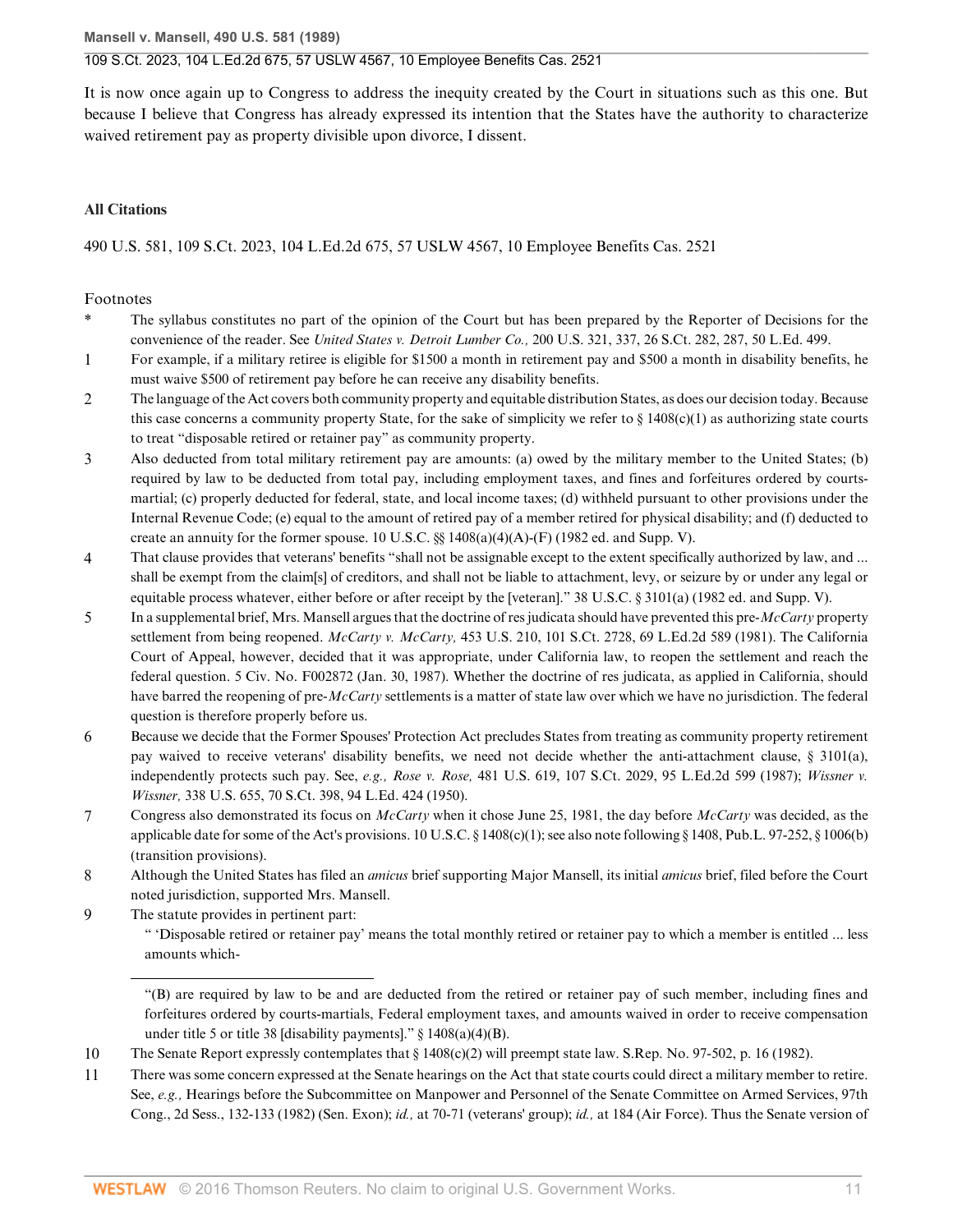It is now once again up to Congress to address the inequity created by the Court in situations such as this one. But because I believe that Congress has already expressed its intention that the States have the authority to characterize waived retirement pay as property divisible upon divorce, I dissent.

**All Citations**

490 U.S. 581, 109 S.Ct. 2023, 104 L.Ed.2d 675, 57 USLW 4567, 10 Employee Benefits Cas. 2521

Footnotes

\* The syllabus constitutes no part of the opinion of the Court but has been prepared by the Reporter of Decisions for the convenience of the reader. See *United States v. Detroit Lumber Co.,* 200 U.S. 321, 337, 26 S.Ct. 282, 287, 50 L.Ed. 499.

1 For example, if a military retiree is eligible for $1500 a month in retirement pay and $500 a month in disability benefits, he must waive $500 of retirement pay before he can receive any disability benefits.

2 The language of the Act covers both community property and equitable distribution States, as does our decision today. Because this case concerns a community property State, for the sake of simplicity we refer to § 1408(c)(1) as authorizing state courts to treat "disposable retired or retainer pay" as community property.

3 Also deducted from total military retirement pay are amounts: (a) owed by the military member to the United States; (b) required by law to be deducted from total pay, including employment taxes, and fines and forfeitures ordered by courts-martial; (c) properly deducted for federal, state, and local income taxes; (d) withheld pursuant to other provisions under the Internal Revenue Code; (e) equal to the amount of retired pay of a member retired for physical disability; and (f) deducted to create an annuity for the former spouse. 10 U.S.C. §§ 1408(a)(4)(A)-(F) (1982 ed. and Supp. V).

4 That clause provides that veterans' benefits "shall not be assignable except to the extent specifically authorized by law, and ... shall be exempt from the claim[s] of creditors, and shall not be liable to attachment, levy, or seizure by or under any legal or equitable process whatever, either before or after receipt by the [veteran]." 38 U.S.C. § 3101(a) (1982 ed. and Supp. V).

5 In a supplemental brief, Mrs. Mansell argues that the doctrine of res judicata should have prevented this pre-*McCarty* property settlement from being reopened. *McCarty v. McCarty,* 453 U.S. 210, 101 S.Ct. 2728, 69 L.Ed.2d 589 (1981). The California Court of Appeal, however, decided that it was appropriate, under California law, to reopen the settlement and reach the federal question. 5 Civ. No. F002872 (Jan. 30, 1987). Whether the doctrine of res judicata, as applied in California, should have barred the reopening of pre-*McCarty* settlements is a matter of state law over which we have no jurisdiction. The federal question is therefore properly before us.

6 Because we decide that the Former Spouses' Protection Act precludes States from treating as community property retirement pay waived to receive veterans' disability benefits, we need not decide whether the anti-attachment clause, § 3101(a), independently protects such pay. See, *e.g., Rose v. Rose,* 481 U.S. 619, 107 S.Ct. 2029, 95 L.Ed.2d 599 (1987); *Wissner v. Wissner,* 338 U.S. 655, 70 S.Ct. 398, 94 L.Ed. 424 (1950).

7 Congress also demonstrated its focus on *McCarty* when it chose June 25, 1981, the day before *McCarty* was decided, as the applicable date for some of the Act's provisions. 10 U.S.C. § 1408(c)(1); see also note following § 1408, Pub.L. 97-252, § 1006(b) (transition provisions).

8 Although the United States has filed an *amicus* brief supporting Major Mansell, its initial *amicus* brief, filed before the Court noted jurisdiction, supported Mrs. Mansell.

9 The statute provides in pertinent part:

" 'Disposable retired or retainer pay' means the total monthly retired or retainer pay to which a member is entitled ... less amounts which-

"(B) are required by law to be and are deducted from the retired or retainer pay of such member, including fines and forfeitures ordered by courts-martials, Federal employment taxes, and amounts waived in order to receive compensation under title 5 or title 38 [disability payments]." § 1408(a)(4)(B).

10 The Senate Report expressly contemplates that § 1408(c)(2) will preempt state law. S.Rep. No. 97-502, p. 16 (1982).

11 There was some concern expressed at the Senate hearings on the Act that state courts could direct a military member to retire. See, *e.g.,* Hearings before the Subcommittee on Manpower and Personnel of the Senate Committee on Armed Services, 97th Cong., 2d Sess., 132-133 (1982) (Sen. Exon); *id.,* at 70-71 (veterans' group); *id.,* at 184 (Air Force). Thus the Senate version of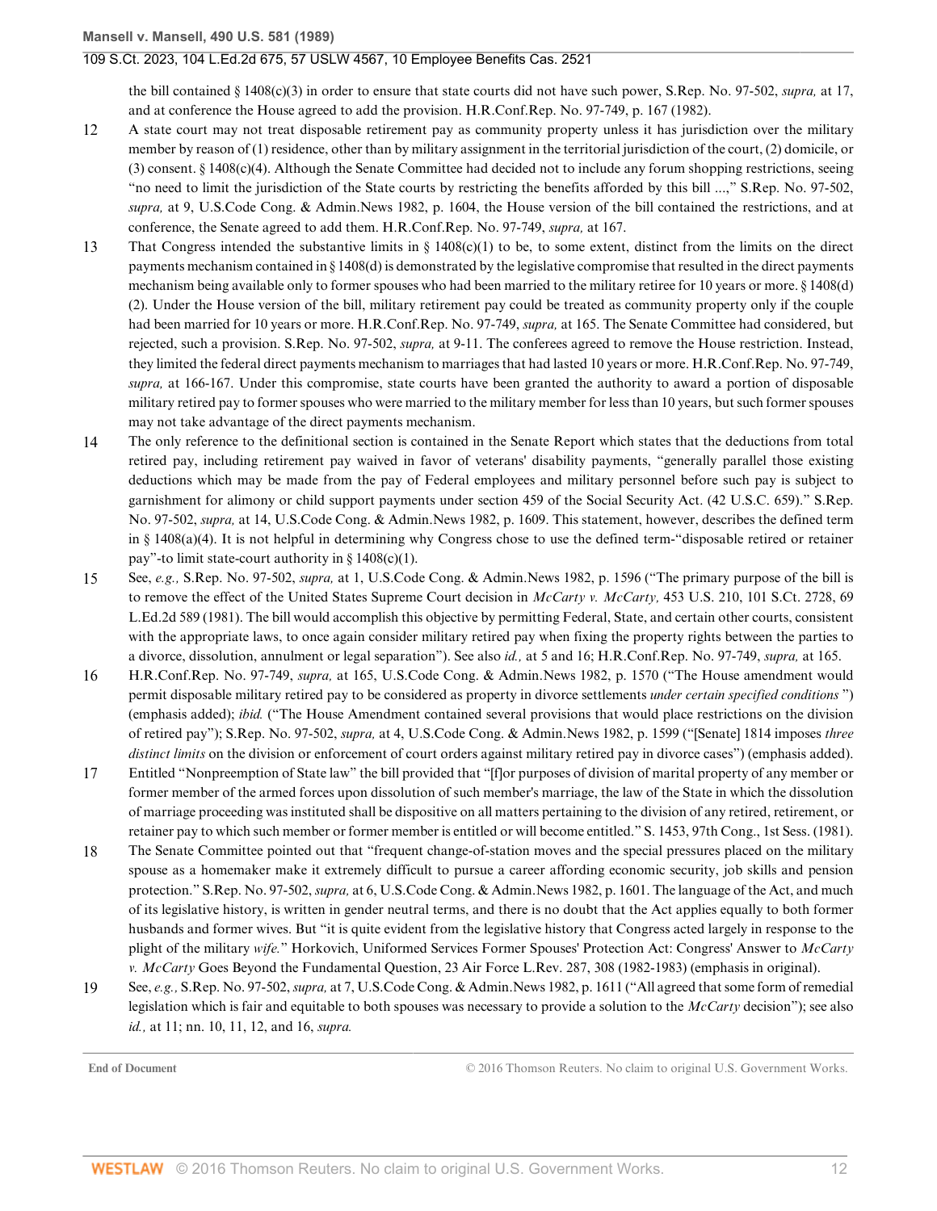the bill contained § 1408(c)(3) in order to ensure that state courts did not have such power, S.Rep. No. 97-502, *supra,* at 17, and at conference the House agreed to add the provision. H.R.Conf.Rep. No. 97-749, p. 167 (1982).

12 A state court may not treat disposable retirement pay as community property unless it has jurisdiction over the military member by reason of (1) residence, other than by military assignment in the territorial jurisdiction of the court, (2) domicile, or (3) consent. § 1408(c)(4). Although the Senate Committee had decided not to include any forum shopping restrictions, seeing "no need to limit the jurisdiction of the State courts by restricting the benefits afforded by this bill ...," S.Rep. No. 97-502, *supra,* at 9, U.S.Code Cong. & Admin.News 1982, p. 1604, the House version of the bill contained the restrictions, and at conference, the Senate agreed to add them. H.R.Conf.Rep. No. 97-749, *supra,* at 167.

13 That Congress intended the substantive limits in § 1408(c)(1) to be, to some extent, distinct from the limits on the direct payments mechanism contained in § 1408(d) is demonstrated by the legislative compromise that resulted in the direct payments mechanism being available only to former spouses who had been married to the military retiree for 10 years or more. § 1408(d)(2). Under the House version of the bill, military retirement pay could be treated as community property only if the couple had been married for 10 years or more. H.R.Conf.Rep. No. 97-749, *supra,* at 165. The Senate Committee had considered, but rejected, such a provision. S.Rep. No. 97-502, *supra,* at 9-11. The conferees agreed to remove the House restriction. Instead, they limited the federal direct payments mechanism to marriages that had lasted 10 years or more. H.R.Conf.Rep. No. 97-749, *supra,* at 166-167. Under this compromise, state courts have been granted the authority to award a portion of disposable military retired pay to former spouses who were married to the military member for less than 10 years, but such former spouses may not take advantage of the direct payments mechanism.

14 The only reference to the definitional section is contained in the Senate Report which states that the deductions from total retired pay, including retirement pay waived in favor of veterans' disability payments, "generally parallel those existing deductions which may be made from the pay of Federal employees and military personnel before such pay is subject to garnishment for alimony or child support payments under section 459 of the Social Security Act. (42 U.S.C. 659)." S.Rep. No. 97-502, *supra,* at 14, U.S.Code Cong. & Admin.News 1982, p. 1609. This statement, however, describes the defined term in § 1408(a)(4). It is not helpful in determining why Congress chose to use the defined term-"disposable retired or retainer pay"-to limit state-court authority in § 1408(c)(1).

15 See, *e.g.,* S.Rep. No. 97-502, *supra,* at 1, U.S.Code Cong. & Admin.News 1982, p. 1596 ("The primary purpose of the bill is to remove the effect of the United States Supreme Court decision in *McCarty v. McCarty,* 453 U.S. 210, 101 S.Ct. 2728, 69 L.Ed.2d 589 (1981). The bill would accomplish this objective by permitting Federal, State, and certain other courts, consistent with the appropriate laws, to once again consider military retired pay when fixing the property rights between the parties to a divorce, dissolution, annulment or legal separation"). See also *id.,* at 5 and 16; H.R.Conf.Rep. No. 97-749, *supra,* at 165.

16 H.R.Conf.Rep. No. 97-749, *supra,* at 165, U.S.Code Cong. & Admin.News 1982, p. 1570 ("The House amendment would permit disposable military retired pay to be considered as property in divorce settlements *under certain specified conditions* ") (emphasis added); *ibid.* ("The House Amendment contained several provisions that would place restrictions on the division of retired pay"); S.Rep. No. 97-502, *supra,* at 4, U.S.Code Cong. & Admin.News 1982, p. 1599 ("[Senate] 1814 imposes *three distinct limits* on the division or enforcement of court orders against military retired pay in divorce cases") (emphasis added).

17 Entitled "Nonpreemption of State law" the bill provided that "[f]or purposes of division of marital property of any member or former member of the armed forces upon dissolution of such member's marriage, the law of the State in which the dissolution of marriage proceeding was instituted shall be dispositive on all matters pertaining to the division of any retired, retirement, or retainer pay to which such member or former member is entitled or will become entitled." S. 1453, 97th Cong., 1st Sess. (1981).

18 The Senate Committee pointed out that "frequent change-of-station moves and the special pressures placed on the military spouse as a homemaker make it extremely difficult to pursue a career affording economic security, job skills and pension protection." S.Rep. No. 97-502, *supra,* at 6, U.S.Code Cong. & Admin.News 1982, p. 1601. The language of the Act, and much of its legislative history, is written in gender neutral terms, and there is no doubt that the Act applies equally to both former husbands and former wives. But "it is quite evident from the legislative history that Congress acted largely in response to the plight of the military *wife.*" Horkovich, Uniformed Services Former Spouses' Protection Act: Congress' Answer to *McCarty v. McCarty* Goes Beyond the Fundamental Question, 23 Air Force L.Rev. 287, 308 (1982-1983) (emphasis in original).

19 See, *e.g.,* S.Rep. No. 97-502, *supra,* at 7, U.S.Code Cong. & Admin.News 1982, p. 1611 ("All agreed that some form of remedial legislation which is fair and equitable to both spouses was necessary to provide a solution to the *McCarty* decision"); see also *id.,* at 11; nn. 10, 11, 12, and 16, *supra.*

**End of Document** © 2016 Thomson Reuters. No claim to original U.S. Government Works.